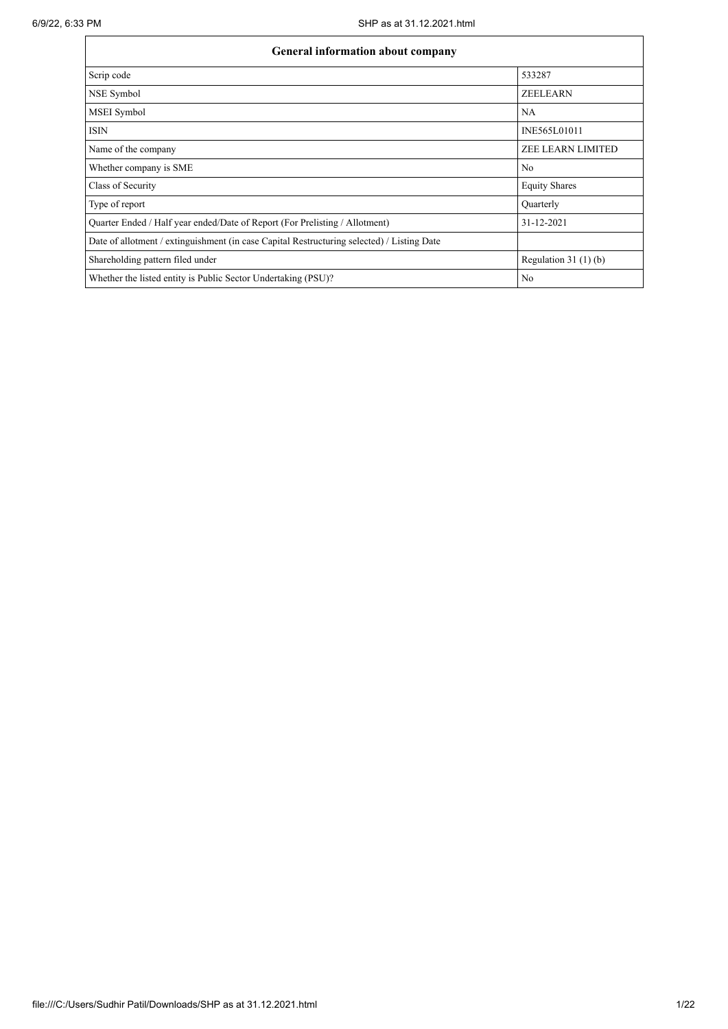| General information about company | |
|---|---|
| Scrip code | 533287 |
| NSE Symbol | ZEELEARN |
| MSEI Symbol | NA |
| ISIN | INE565L01011 |
| Name of the company | ZEE LEARN LIMITED |
| Whether company is SME | No |
| Class of Security | Equity Shares |
| Type of report | Quarterly |
| Quarter Ended / Half year ended/Date of Report (For Prelisting / Allotment) | 31-12-2021 |
| Date of allotment / extinguishment (in case Capital Restructuring selected) / Listing Date | |
| Shareholding pattern filed under | Regulation 31 (1) (b) |
| Whether the listed entity is Public Sector Undertaking (PSU)? | No |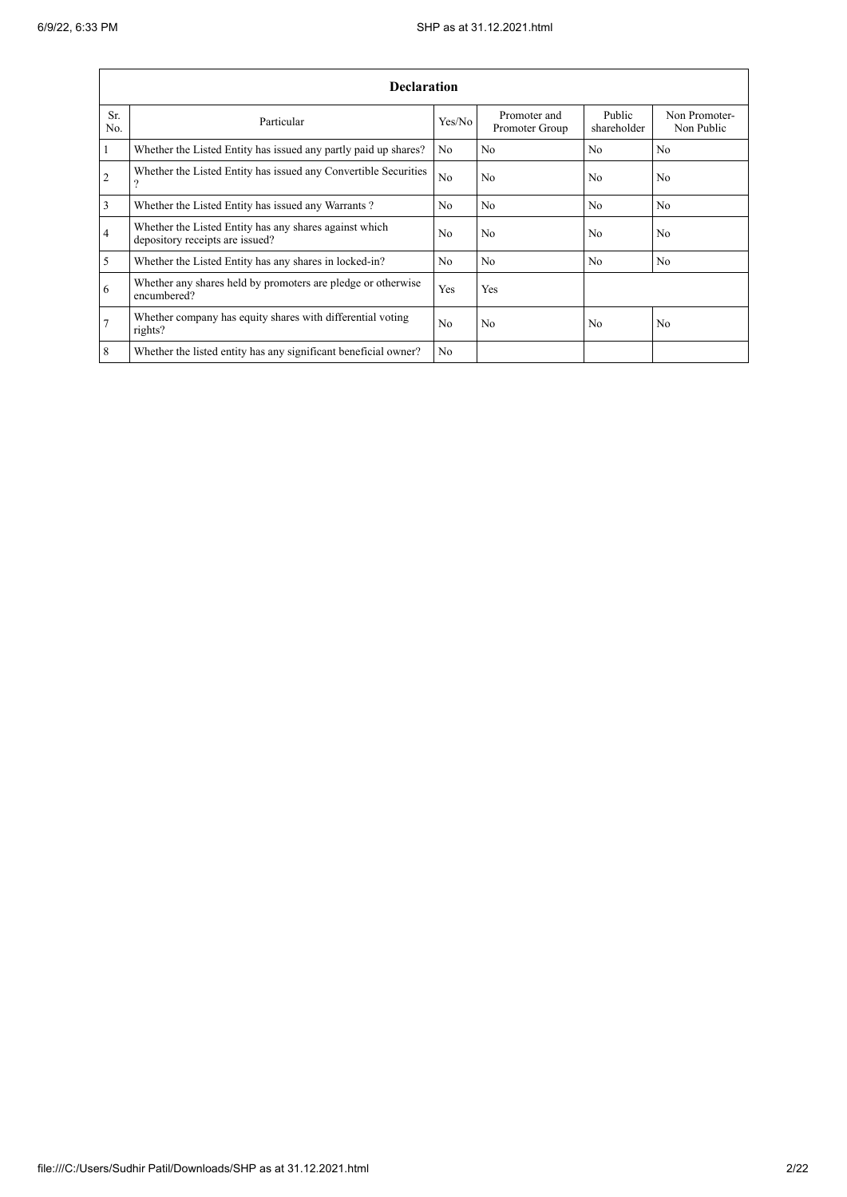| Declaration | | | | | |
|---|---|---|---|---|---|
| Sr. No. | Particular | Yes/No | Promoter and Promoter Group | Public shareholder | Non Promoter- Non Public |
| 1 | Whether the Listed Entity has issued any partly paid up shares? | No | No | No | No |
| 2 | Whether the Listed Entity has issued any Convertible Securities ? | No | No | No | No |
| 3 | Whether the Listed Entity has issued any Warrants ? | No | No | No | No |
| 4 | Whether the Listed Entity has any shares against which depository receipts are issued? | No | No | No | No |
| 5 | Whether the Listed Entity has any shares in locked-in? | No | No | No | No |
| 6 | Whether any shares held by promoters are pledge or otherwise encumbered? | Yes | Yes | | |
| 7 | Whether company has equity shares with differential voting rights? | No | No | No | No |
| 8 | Whether the listed entity has any significant beneficial owner? | No | | | |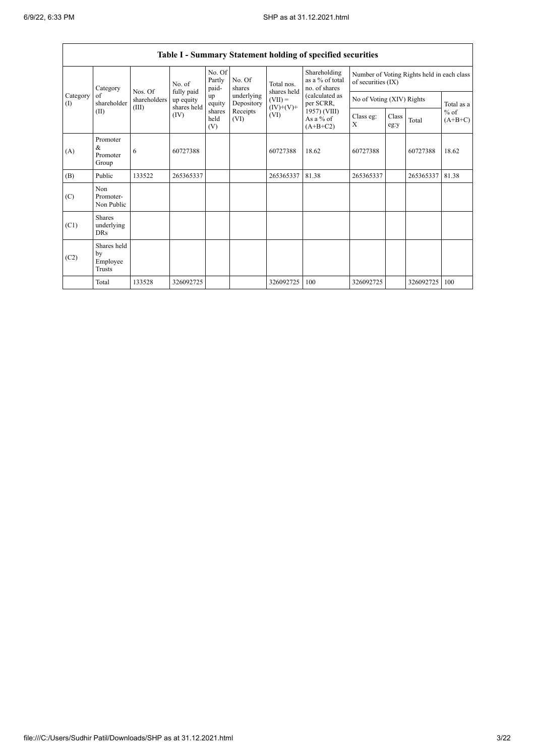## Table I - Summary Statement holding of specified securities

| Category (I) | Category of shareholder (II) | Nos. Of shareholders (III) | No. of fully paid up equity shares held (IV) | No. Of Partly paid-up equity shares held (V) | No. Of shares underlying Depository Receipts (VI) | Total nos. shares held (VII) = (IV)+(V)+ (VI) | Shareholding as a % of total no. of shares (calculated as per SCRR, 1957) (VIII) As a % of (A+B+C2) | Number of Voting Rights held in each class of securities (IX) | | | |
|---|---|---|---|---|---|---|---|---|---|---|---|
| | | | | | | | | No of Voting (XIV) Rights | | | Total as a % of (A+B+C) |
| | | | | | | | | Class eg: X | Class eg:y | Total | |
| (A) | Promoter & Promoter Group | 6 | 60727388 | | | 60727388 | 18.62 | 60727388 | | 60727388 | 18.62 |
| (B) | Public | 133522 | 265365337 | | | 265365337 | 81.38 | 265365337 | | 265365337 | 81.38 |
| (C) | Non Promoter- Non Public | | | | | | | | | | |
| (C1) | Shares underlying DRs | | | | | | | | | | |
| (C2) | Shares held by Employee Trusts | | | | | | | | | | |
| | Total | 133528 | 326092725 | | | 326092725 | 100 | 326092725 | | 326092725 | 100 |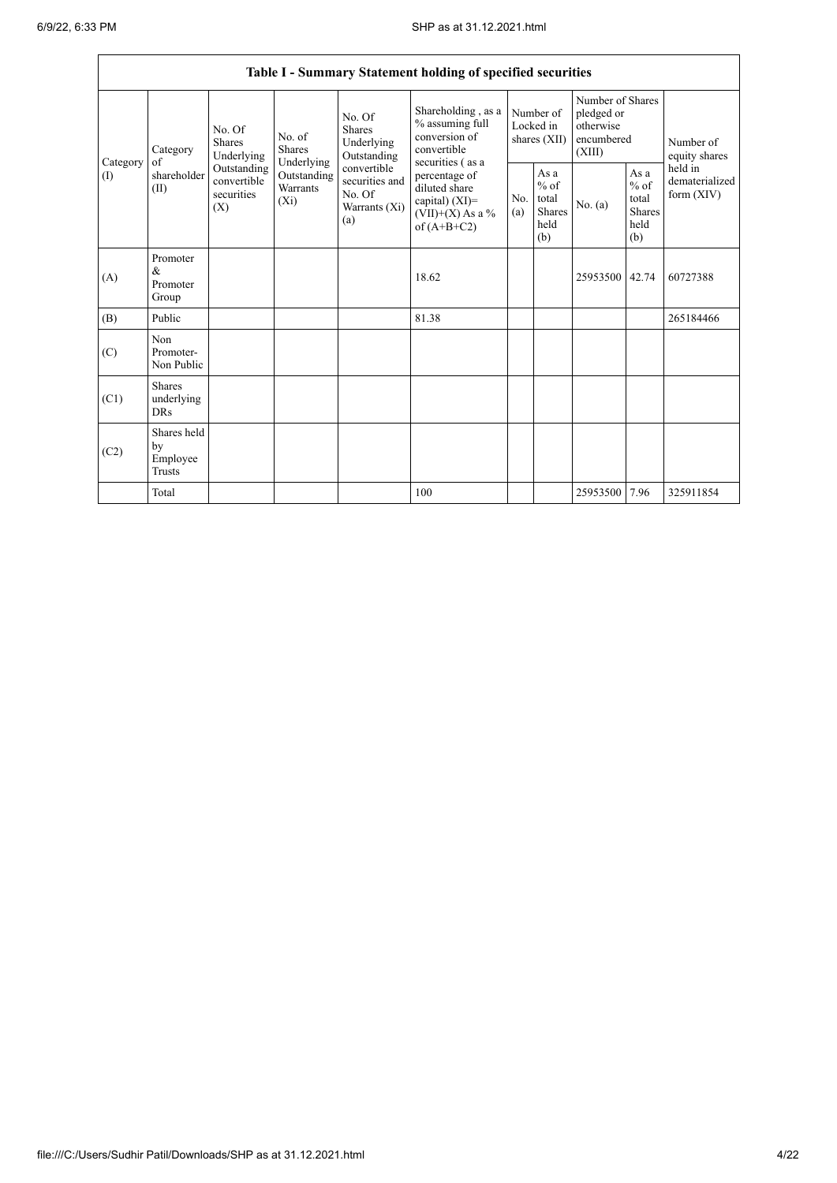| Table I - Summary Statement holding of specified securities | | | | | | | | | | | |
|---|---|---|---|---|---|---|---|---|---|---|---|
| Category (I) | Category of shareholder (II) | No. Of Shares Underlying Outstanding convertible securities (X) | No. of Shares Underlying Outstanding Warrants (Xi) | No. Of Shares Underlying Outstanding convertible securities and No. Of Warrants (Xi) (a) | Shareholding , as a % assuming full conversion of convertible securities ( as a percentage of diluted share capital) (XI)= (VII)+(X) As a % of (A+B+C2) | Number of Locked in shares (XII) | | Number of Shares pledged or otherwise encumbered (XIII) | | Number of equity shares held in dematerialized form (XIV) |
| | | | | | | No. (a) | As a % of total Shares held (b) | No. (a) | As a % of total Shares held (b) | |
| (A) | Promoter & Promoter Group | | | | 18.62 | | | 25953500 | 42.74 | 60727388 |
| (B) | Public | | | | 81.38 | | | | | 265184466 |
| (C) | Non Promoter- Non Public | | | | | | | | | |
| (C1) | Shares underlying DRs | | | | | | | | | |
| (C2) | Shares held by Employee Trusts | | | | | | | | | |
| | Total | | | | 100 | | | 25953500 | 7.96 | 325911854 |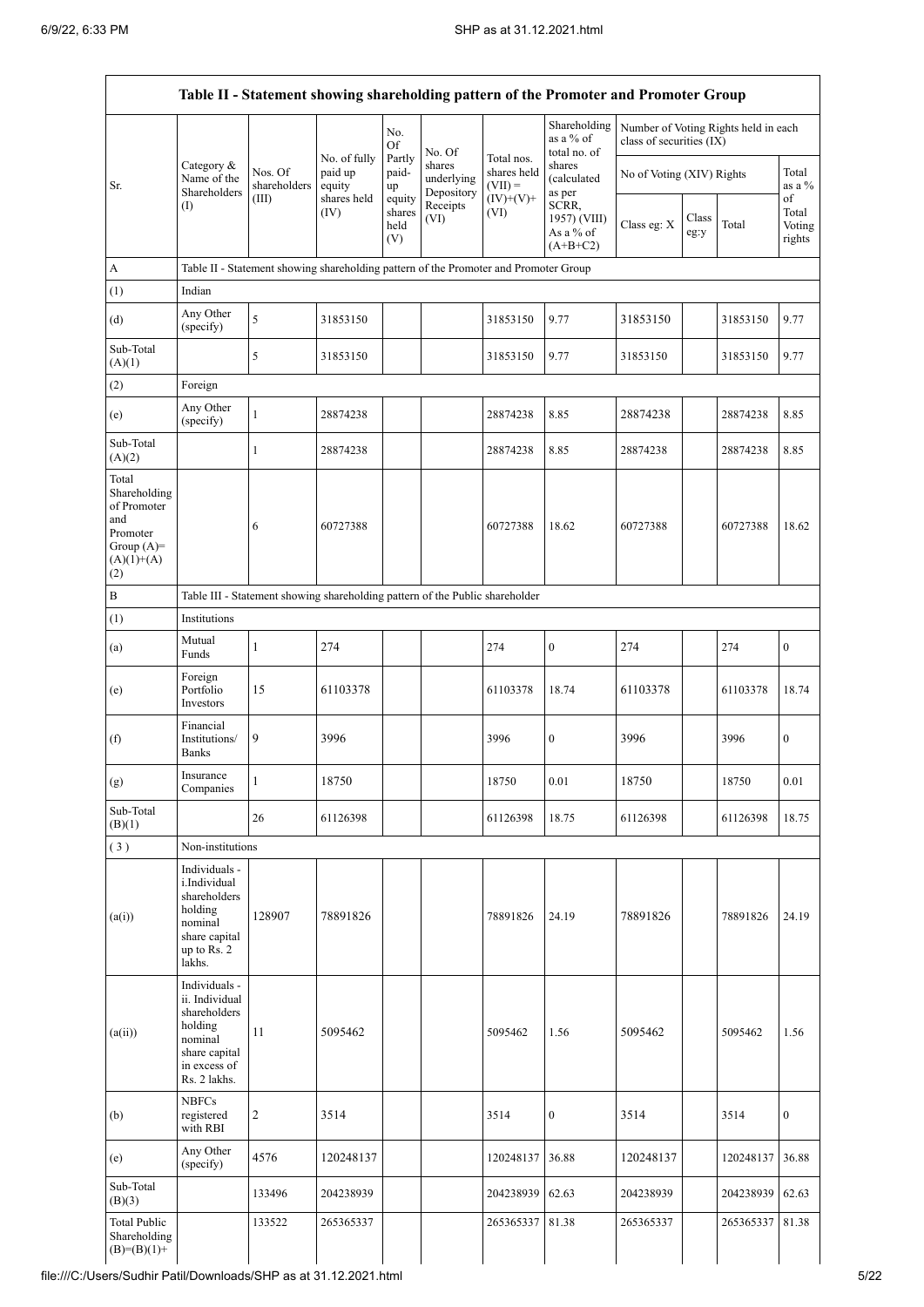| Table II - Statement showing shareholding pattern of the Promoter and Promoter Group | | | | | | | | | | | | |
|---|---|---|---|---|---|---|---|---|---|---|---|---|
| Sr. | Category & Name of the Shareholders (I) | Nos. Of shareholders (III) | No. of fully paid up equity shares held (IV) | No. Of Partly paid-up equity shares held (V) | No. Of shares underlying Depository Receipts (VI) | Total nos. shares held (VII) = (IV)+(V)+ (VI) | Shareholding as a % of total no. of shares (calculated as per SCRR, 1957) (VIII) As a % of (A+B+C2) | Number of Voting Rights held in each class of securities (IX) | | | | |
| | | | | | | | | No of Voting (XIV) Rights | | | Total as a % of Total Voting rights |
| | | | | | | | | Class eg: X | Class eg:y | Total | |
| A | Table II - Statement showing shareholding pattern of the Promoter and Promoter Group | | | | | | | | | | |
| (1) | Indian | | | | | | | | | | |
| (d) | Any Other (specify) | 5 | 31853150 | | | 31853150 | 9.77 | 31853150 | | 31853150 | 9.77 |
| Sub-Total (A)(1) | | 5 | 31853150 | | | 31853150 | 9.77 | 31853150 | | 31853150 | 9.77 |
| (2) | Foreign | | | | | | | | | | |
| (e) | Any Other (specify) | 1 | 28874238 | | | 28874238 | 8.85 | 28874238 | | 28874238 | 8.85 |
| Sub-Total (A)(2) | | 1 | 28874238 | | | 28874238 | 8.85 | 28874238 | | 28874238 | 8.85 |
| Total Shareholding of Promoter and Promoter Group (A)=(A)(1)+(A)(2) | | 6 | 60727388 | | | 60727388 | 18.62 | 60727388 | | 60727388 | 18.62 |
| B | Table III - Statement showing shareholding pattern of the Public shareholder | | | | | | | | | | |
| (1) | Institutions | | | | | | | | | | |
| (a) | Mutual Funds | 1 | 274 | | | 274 | 0 | 274 | | 274 | 0 |
| (e) | Foreign Portfolio Investors | 15 | 61103378 | | | 61103378 | 18.74 | 61103378 | | 61103378 | 18.74 |
| (f) | Financial Institutions/ Banks | 9 | 3996 | | | 3996 | 0 | 3996 | | 3996 | 0 |
| (g) | Insurance Companies | 1 | 18750 | | | 18750 | 0.01 | 18750 | | 18750 | 0.01 |
| Sub-Total (B)(1) | | 26 | 61126398 | | | 61126398 | 18.75 | 61126398 | | 61126398 | 18.75 |
| (3) | Non-institutions | | | | | | | | | | |
| (a(i)) | Individuals - i.Individual shareholders holding nominal share capital up to Rs. 2 lakhs. | 128907 | 78891826 | | | 78891826 | 24.19 | 78891826 | | 78891826 | 24.19 |
| (a(ii)) | Individuals - ii. Individual shareholders holding nominal share capital in excess of Rs. 2 lakhs. | 11 | 5095462 | | | 5095462 | 1.56 | 5095462 | | 5095462 | 1.56 |
| (b) | NBFCs registered with RBI | 2 | 3514 | | | 3514 | 0 | 3514 | | 3514 | 0 |
| (e) | Any Other (specify) | 4576 | 120248137 | | | 120248137 | 36.88 | 120248137 | | 120248137 | 36.88 |
| Sub-Total (B)(3) | | 133496 | 204238939 | | | 204238939 | 62.63 | 204238939 | | 204238939 | 62.63 |
| Total Public Shareholding (B)=(B)(1)+ | | 133522 | 265365337 | | | 265365337 | 81.38 | 265365337 | | 265365337 | 81.38 |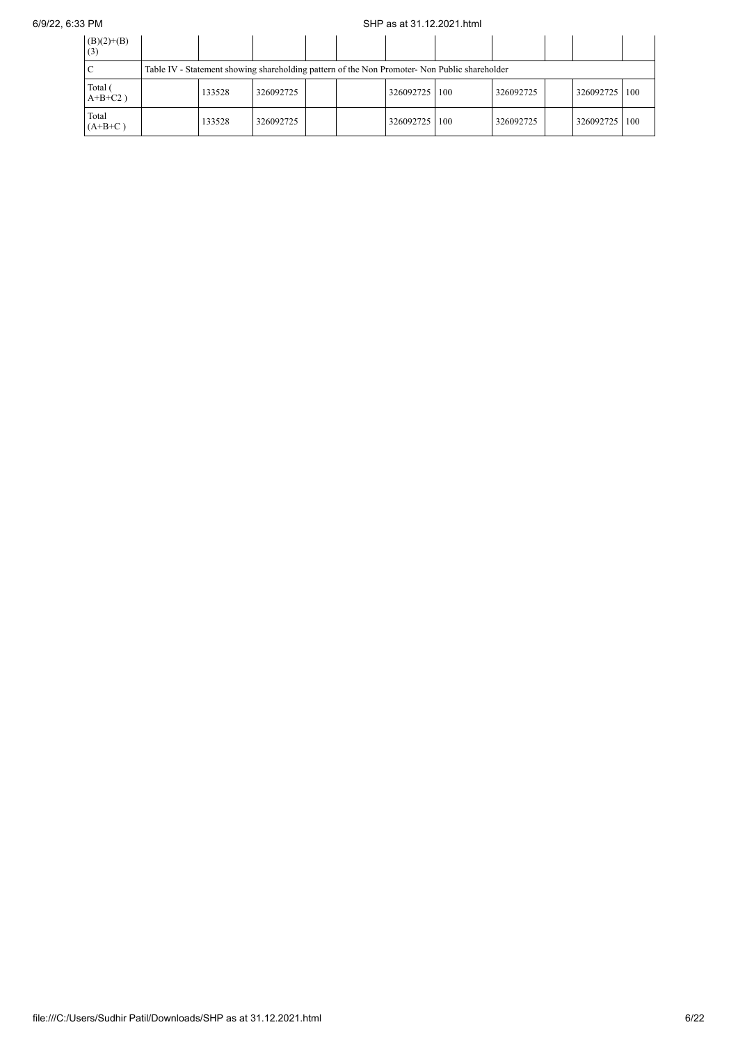| (B)(2)+(B)(3) | | | | | | | | | | | |
|---|---|---|---|---|---|---|---|---|---|---|---|
| C | Table IV - Statement showing shareholding pattern of the Non Promoter- Non Public shareholder | | | | | | | | | | |
| Total ( A+B+C2 ) | | 133528 | 326092725 | | | 326092725 | 100 | 326092725 | | 326092725 | 100 |
| Total (A+B+C ) | | 133528 | 326092725 | | | 326092725 | 100 | 326092725 | | 326092725 | 100 |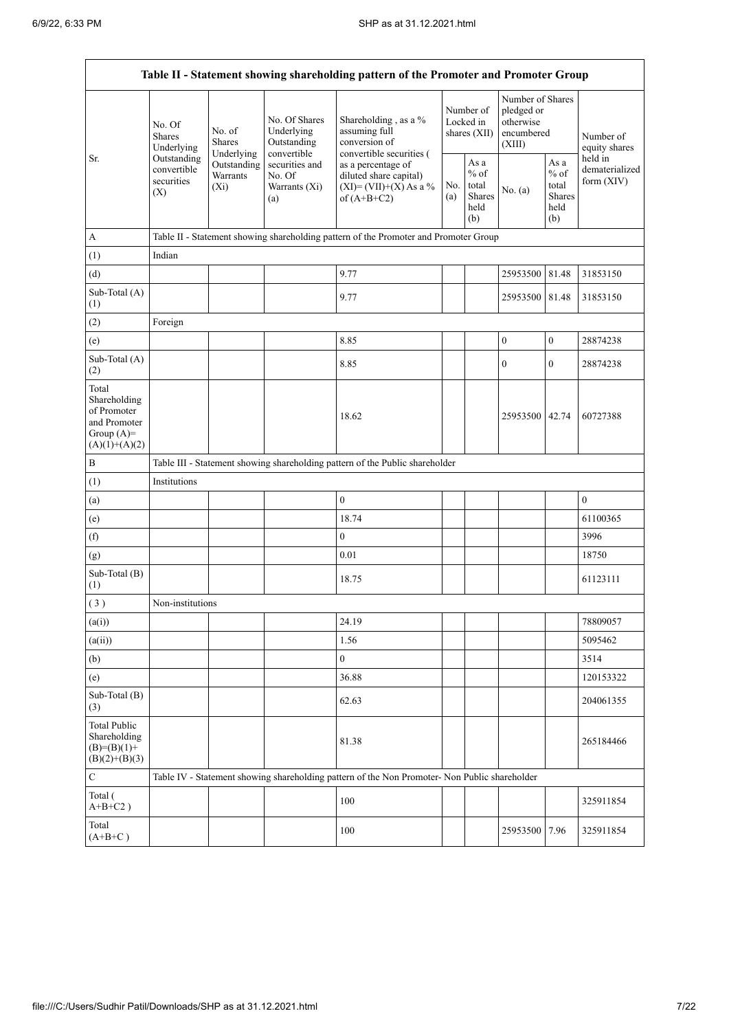| Table II - Statement showing shareholding pattern of the Promoter and Promoter Group | | | | | | | | | |
|---|---|---|---|---|---|---|---|---|---|
| Sr. | No. Of Shares Underlying Outstanding convertible securities (X) | No. of Shares Underlying Outstanding Warrants (Xi) | No. Of Shares Underlying Outstanding convertible securities and No. Of Warrants (Xi) (a) | Shareholding , as a % assuming full conversion of convertible securities ( as a percentage of diluted share capital) (XI)= (VII)+(X) As a % of (A+B+C2) | Number of Locked in shares (XII) | | Number of Shares pledged or otherwise encumbered (XIII) | | Number of equity shares held in dematerialized form (XIV) |
| | | | | | No. (a) | As a % of total Shares held (b) | No. (a) | As a % of total Shares held (b) | |
| A | Table II - Statement showing shareholding pattern of the Promoter and Promoter Group | | | | | | | | |
| (1) | Indian | | | | | | | | |
| (d) | | | | 9.77 | | | 25953500 | 81.48 | 31853150 |
| Sub-Total (A) (1) | | | | 9.77 | | | 25953500 | 81.48 | 31853150 |
| (2) | Foreign | | | | | | | | |
| (e) | | | | 8.85 | | | 0 | 0 | 28874238 |
| Sub-Total (A) (2) | | | | 8.85 | | | 0 | 0 | 28874238 |
| Total Shareholding of Promoter and Promoter Group (A)= (A)(1)+(A)(2) | | | | 18.62 | | | 25953500 | 42.74 | 60727388 |
| B | Table III - Statement showing shareholding pattern of the Public shareholder | | | | | | | | |
| (1) | Institutions | | | | | | | | |
| (a) | | | | 0 | | | | | 0 |
| (e) | | | | 18.74 | | | | | 61100365 |
| (f) | | | | 0 | | | | | 3996 |
| (g) | | | | 0.01 | | | | | 18750 |
| Sub-Total (B) (1) | | | | 18.75 | | | | | 61123111 |
| ( 3 ) | Non-institutions | | | | | | | | |
| (a(i)) | | | | 24.19 | | | | | 78809057 |
| (a(ii)) | | | | 1.56 | | | | | 5095462 |
| (b) | | | | 0 | | | | | 3514 |
| (e) | | | | 36.88 | | | | | 120153322 |
| Sub-Total (B) (3) | | | | 62.63 | | | | | 204061355 |
| Total Public Shareholding (B)=(B)(1)+(B)(2)+(B)(3) | | | | 81.38 | | | | | 265184466 |
| C | Table IV - Statement showing shareholding pattern of the Non Promoter- Non Public shareholder | | | | | | | | |
| Total ( A+B+C2 ) | | | | 100 | | | | | 325911854 |
| Total (A+B+C ) | | | | 100 | | | 25953500 | 7.96 | 325911854 |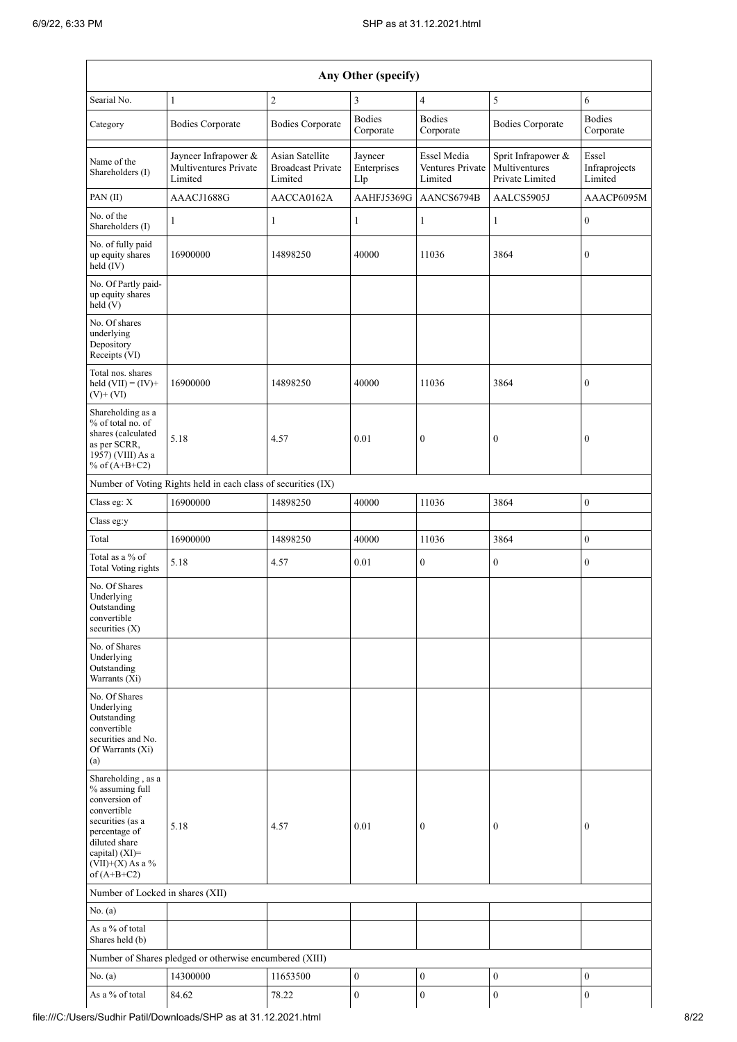| Any Other (specify) | | | | | | |
|---|---|---|---|---|---|---|
| Searial No. | 1 | 2 | 3 | 4 | 5 | 6 |
| Category | Bodies Corporate | Bodies Corporate | Bodies Corporate | Bodies Corporate | Bodies Corporate | Bodies Corporate |
| Name of the Shareholders (I) | Jayneer Infrapower & Multiventures Private Limited | Asian Satellite Broadcast Private Limited | Jayneer Enterprises Llp | Essel Media Ventures Private Limited | Sprit Infrapower & Multiventures Private Limited | Essel Infraprojects Limited |
| PAN (II) | AAACJ1688G | AACCA0162A | AAHFJ5369G | AANCS6794B | AALCS5905J | AAACP6095M |
| No. of the Shareholders (I) | 1 | 1 | 1 | 1 | 1 | 0 |
| No. of fully paid up equity shares held (IV) | 16900000 | 14898250 | 40000 | 11036 | 3864 | 0 |
| No. Of Partly paid-up equity shares held (V) | | | | | | |
| No. Of shares underlying Depository Receipts (VI) | | | | | | |
| Total nos. shares held (VII) = (IV)+ (V)+ (VI) | 16900000 | 14898250 | 40000 | 11036 | 3864 | 0 |
| Shareholding as a % of total no. of shares (calculated as per SCRR, 1957) (VIII) As a % of (A+B+C2) | 5.18 | 4.57 | 0.01 | 0 | 0 | 0 |
| Number of Voting Rights held in each class of securities (IX) | | | | | | |
| Class eg: X | 16900000 | 14898250 | 40000 | 11036 | 3864 | 0 |
| Class eg:y | | | | | | |
| Total | 16900000 | 14898250 | 40000 | 11036 | 3864 | 0 |
| Total as a % of Total Voting rights | 5.18 | 4.57 | 0.01 | 0 | 0 | 0 |
| No. Of Shares Underlying Outstanding convertible securities (X) | | | | | | |
| No. of Shares Underlying Outstanding Warrants (Xi) | | | | | | |
| No. Of Shares Underlying Outstanding convertible securities and No. Of Warrants (Xi) (a) | | | | | | |
| Shareholding , as a % assuming full conversion of convertible securities (as a percentage of diluted share capital) (XI)= (VII)+(X) As a % of (A+B+C2) | 5.18 | 4.57 | 0.01 | 0 | 0 | 0 |
| Number of Locked in shares (XII) | | | | | | |
| No. (a) | | | | | | |
| As a % of total Shares held (b) | | | | | | |
| Number of Shares pledged or otherwise encumbered (XIII) | | | | | | |
| No. (a) | 14300000 | 11653500 | 0 | 0 | 0 | 0 |
| As a % of total | 84.62 | 78.22 | 0 | 0 | 0 | 0 |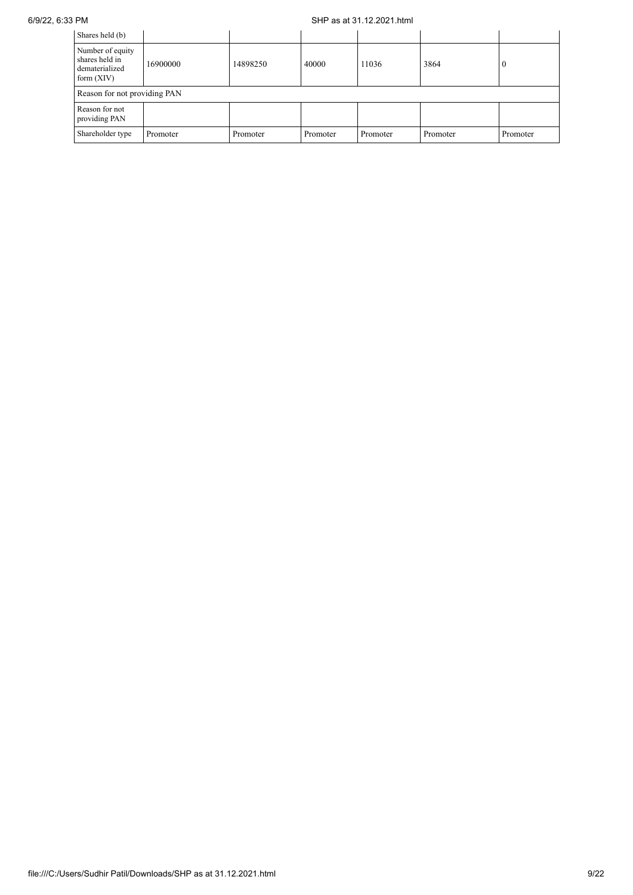| Shares held (b) | | | | | | |
| --- | --- | --- | --- | --- | --- | --- |
| Number of equity shares held in dematerialized form (XIV) | 16900000 | 14898250 | 40000 | 11036 | 3864 | 0 |
| Reason for not providing PAN | | | | | | |
| Reason for not providing PAN | | | | | | |
| Shareholder type | Promoter | Promoter | Promoter | Promoter | Promoter | Promoter |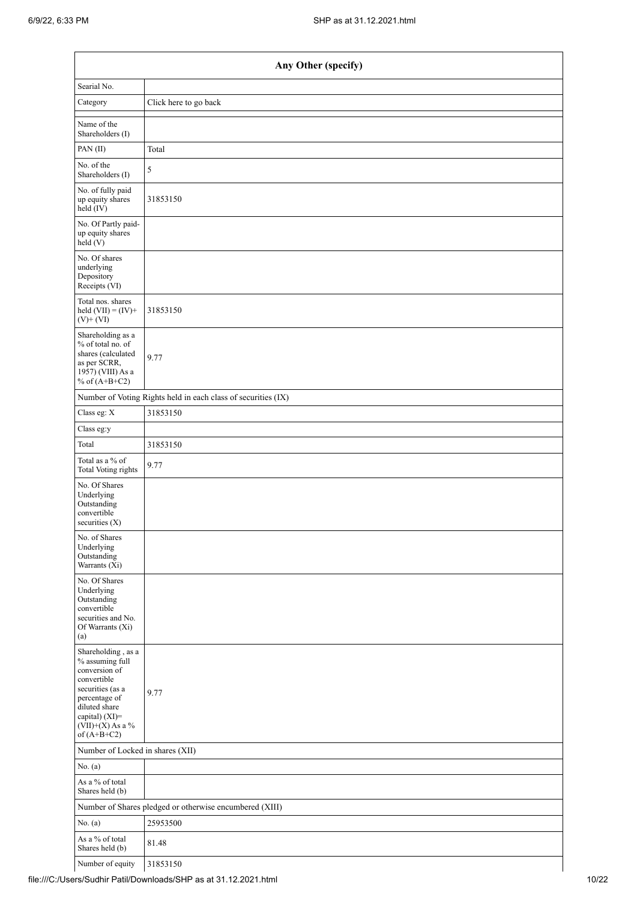| Any Other (specify) | |
|---|---|
| Searial No. | |
| Category | Click here to go back |
| Name of the Shareholders (I) | |
| PAN (II) | Total |
| No. of the Shareholders (I) | 5 |
| No. of fully paid up equity shares held (IV) | 31853150 |
| No. Of Partly paid-up equity shares held (V) | |
| No. Of shares underlying Depository Receipts (VI) | |
| Total nos. shares held (VII) = (IV)+ (V)+ (VI) | 31853150 |
| Shareholding as a % of total no. of shares (calculated as per SCRR, 1957) (VIII) As a % of (A+B+C2) | 9.77 |
| Number of Voting Rights held in each class of securities (IX) | |
| Class eg: X | 31853150 |
| Class eg:y | |
| Total | 31853150 |
| Total as a % of Total Voting rights | 9.77 |
| No. Of Shares Underlying Outstanding convertible securities (X) | |
| No. of Shares Underlying Outstanding Warrants (Xi) | |
| No. Of Shares Underlying Outstanding convertible securities and No. Of Warrants (Xi) (a) | |
| Shareholding , as a % assuming full conversion of convertible securities (as a percentage of diluted share capital) (XI)= (VII)+(X) As a % of (A+B+C2) | 9.77 |
| Number of Locked in shares (XII) | |
| No. (a) | |
| As a % of total Shares held (b) | |
| Number of Shares pledged or otherwise encumbered (XIII) | |
| No. (a) | 25953500 |
| As a % of total Shares held (b) | 81.48 |
| Number of equity | 31853150 |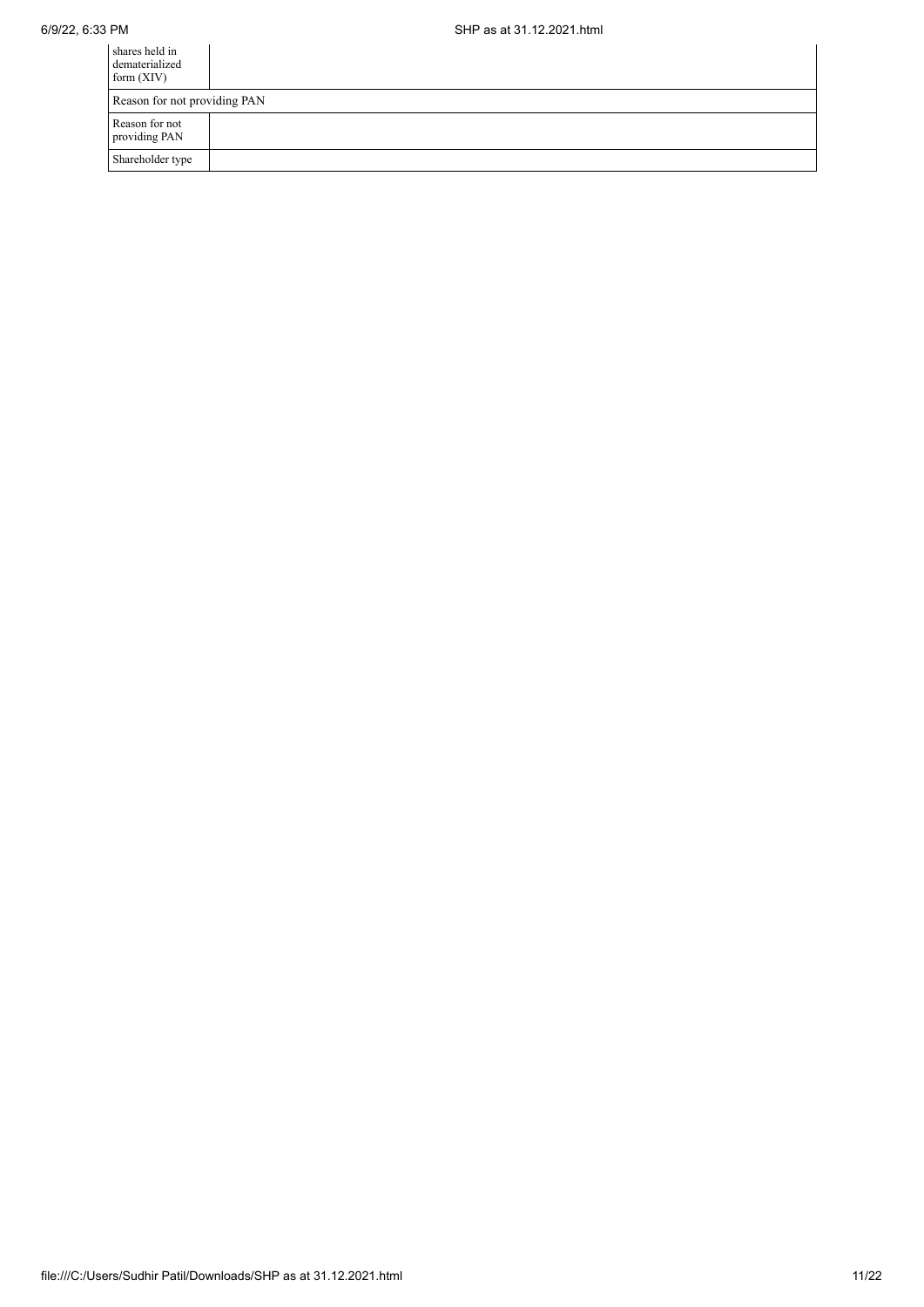| | |
|---|---|
| shares held in dematerialized form (XIV) | |
| Reason for not providing PAN | |
| Reason for not providing PAN | |
| Shareholder type | |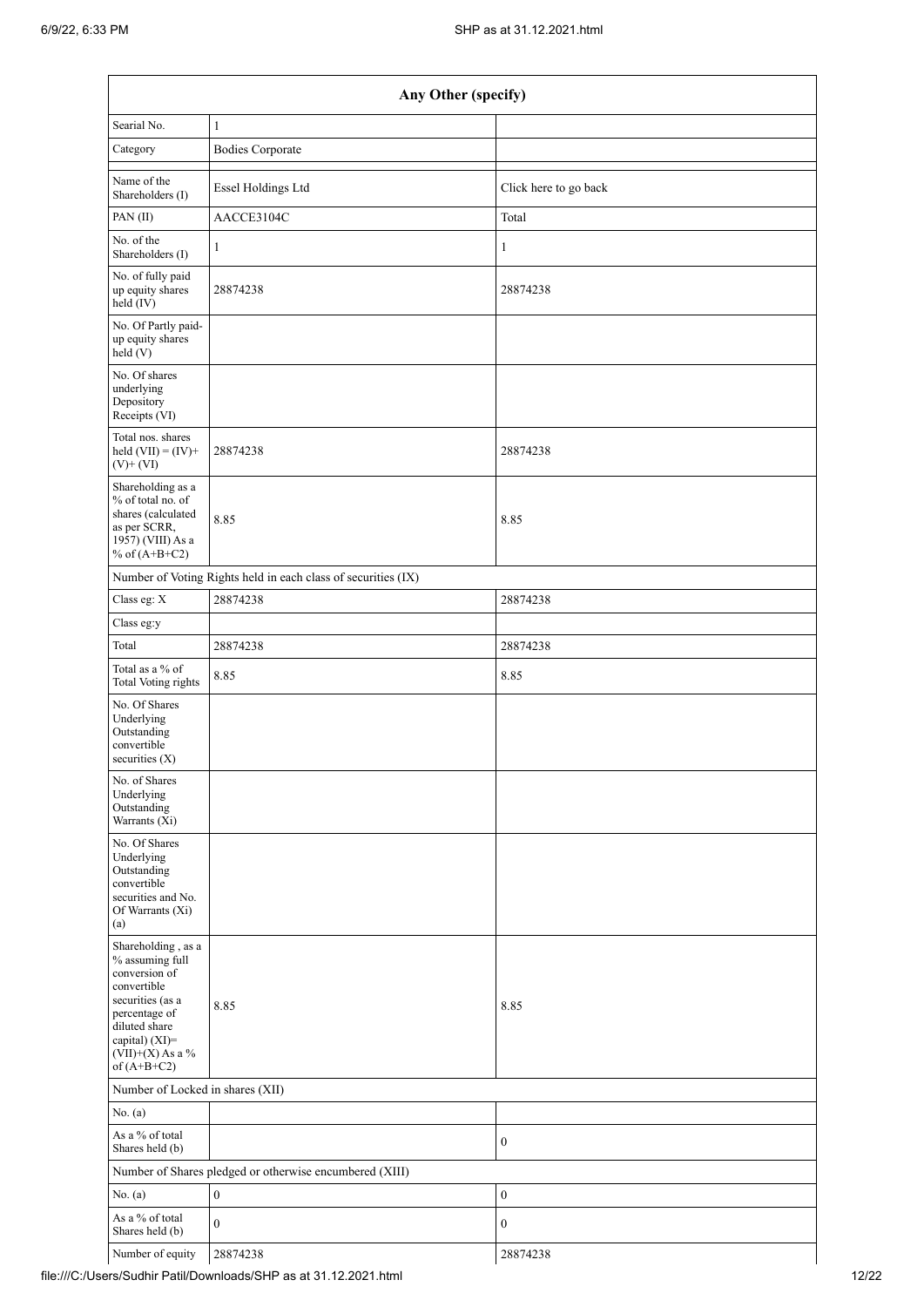| Any Other (specify) | | |
|---|---|---|
| Searial No. | 1 | |
| Category | Bodies Corporate | |
| Name of the Shareholders (I) | Essel Holdings Ltd | Click here to go back |
| PAN (II) | AACCE3104C | Total |
| No. of the Shareholders (I) | 1 | 1 |
| No. of fully paid up equity shares held (IV) | 28874238 | 28874238 |
| No. Of Partly paid-up equity shares held (V) | | |
| No. Of shares underlying Depository Receipts (VI) | | |
| Total nos. shares held (VII) = (IV)+ (V)+ (VI) | 28874238 | 28874238 |
| Shareholding as a % of total no. of shares (calculated as per SCRR, 1957) (VIII) As a % of (A+B+C2) | 8.85 | 8.85 |
| Number of Voting Rights held in each class of securities (IX) | | |
| Class eg: X | 28874238 | 28874238 |
| Class eg:y | | |
| Total | 28874238 | 28874238 |
| Total as a % of Total Voting rights | 8.85 | 8.85 |
| No. Of Shares Underlying Outstanding convertible securities (X) | | |
| No. of Shares Underlying Outstanding Warrants (Xi) | | |
| No. Of Shares Underlying Outstanding convertible securities and No. Of Warrants (Xi) (a) | | |
| Shareholding , as a % assuming full conversion of convertible securities (as a percentage of diluted share capital) (XI)= (VII)+(X) As a % of (A+B+C2) | 8.85 | 8.85 |
| Number of Locked in shares (XII) | | |
| No. (a) | | |
| As a % of total Shares held (b) | | 0 |
| Number of Shares pledged or otherwise encumbered (XIII) | | |
| No. (a) | 0 | 0 |
| As a % of total Shares held (b) | 0 | 0 |
| Number of equity | 28874238 | 28874238 |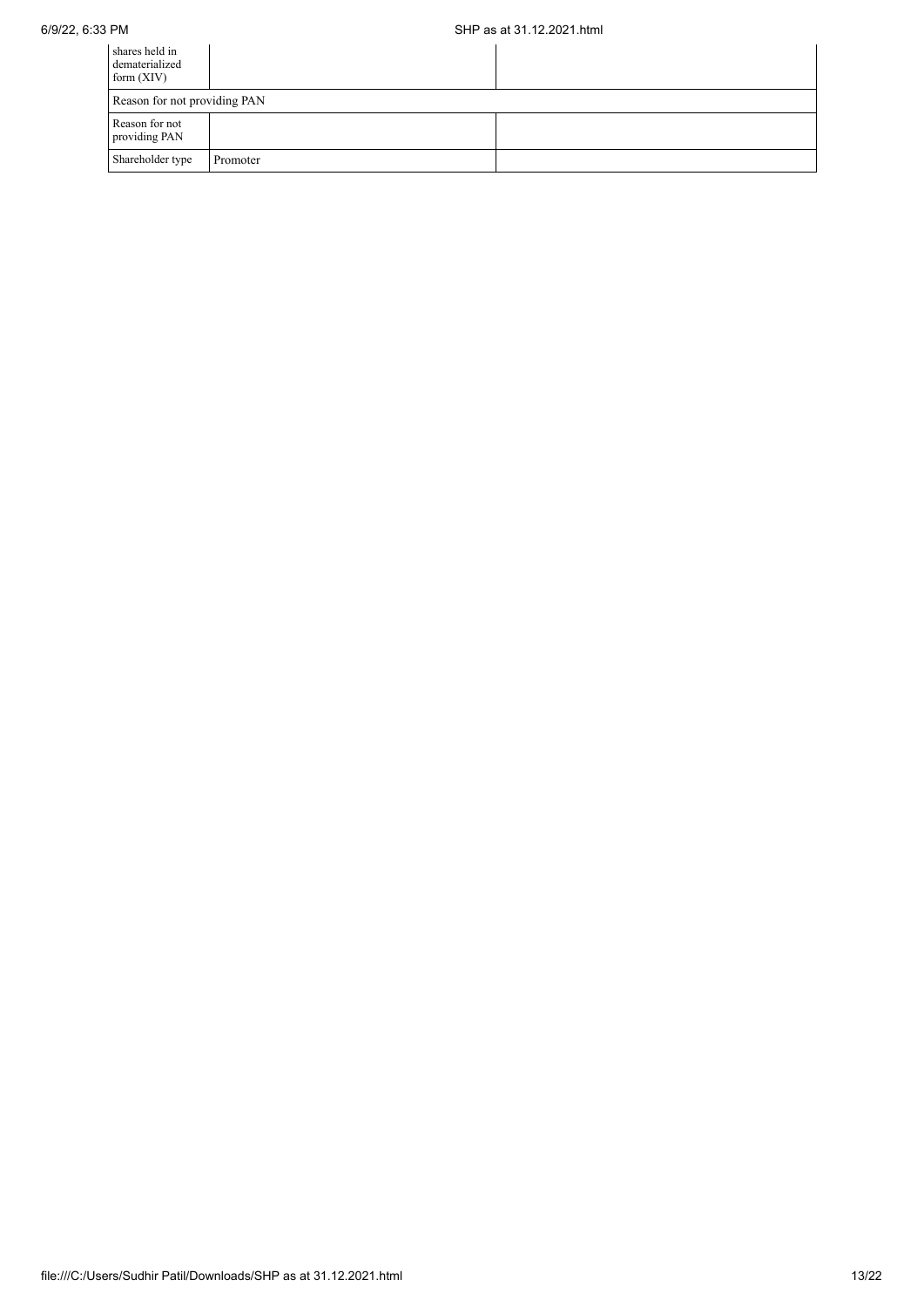| | | |
|---|---|---|
| shares held in dematerialized form (XIV) | | |
| Reason for not providing PAN | | |
| Reason for not providing PAN | | |
| Shareholder type | Promoter | |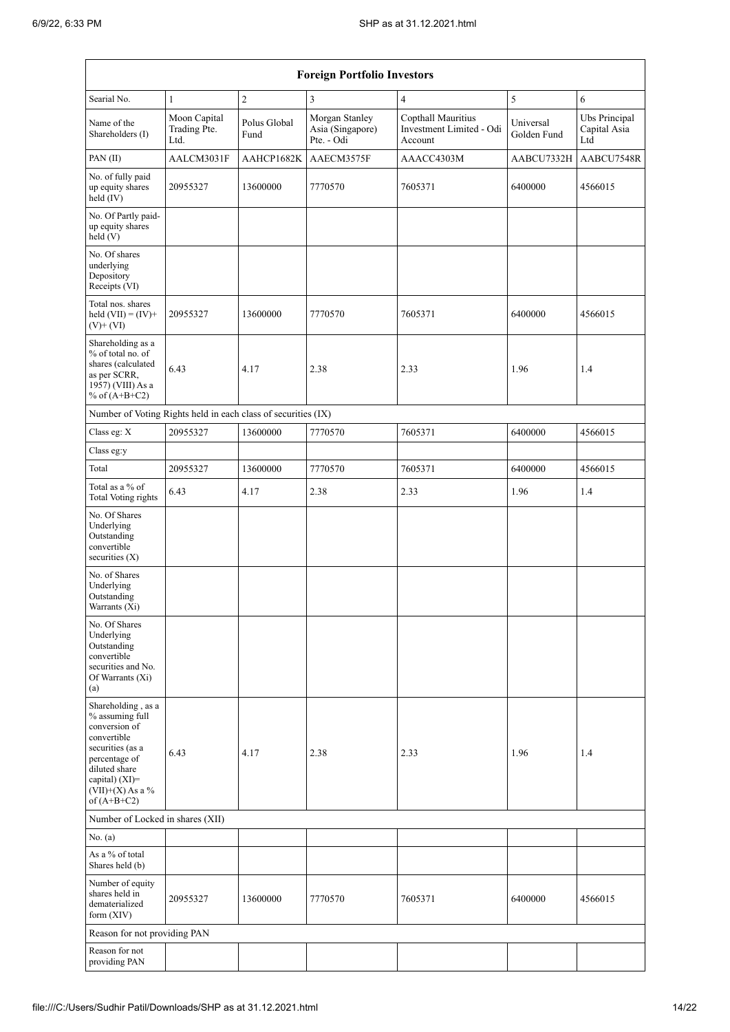| Foreign Portfolio Investors | | | | | | |
|---|---|---|---|---|---|---|
| Searial No. | 1 | 2 | 3 | 4 | 5 | 6 |
| Name of the Shareholders (I) | Moon Capital Trading Pte. Ltd. | Polus Global Fund | Morgan Stanley Asia (Singapore) Pte. - Odi | Copthall Mauritius Investment Limited - Odi Account | Universal Golden Fund | Ubs Principal Capital Asia Ltd |
| PAN (II) | AALCM3031F | AAHCP1682K | AAECM3575F | AAACC4303M | AABCU7332H | AABCU7548R |
| No. of fully paid up equity shares held (IV) | 20955327 | 13600000 | 7770570 | 7605371 | 6400000 | 4566015 |
| No. Of Partly paid-up equity shares held (V) | | | | | | |
| No. Of shares underlying Depository Receipts (VI) | | | | | | |
| Total nos. shares held (VII) = (IV)+ (V)+ (VI) | 20955327 | 13600000 | 7770570 | 7605371 | 6400000 | 4566015 |
| Shareholding as a % of total no. of shares (calculated as per SCRR, 1957) (VIII) As a % of (A+B+C2) | 6.43 | 4.17 | 2.38 | 2.33 | 1.96 | 1.4 |
| Number of Voting Rights held in each class of securities (IX) | | | | | | |
| Class eg: X | 20955327 | 13600000 | 7770570 | 7605371 | 6400000 | 4566015 |
| Class eg:y | | | | | | |
| Total | 20955327 | 13600000 | 7770570 | 7605371 | 6400000 | 4566015 |
| Total as a % of Total Voting rights | 6.43 | 4.17 | 2.38 | 2.33 | 1.96 | 1.4 |
| No. Of Shares Underlying Outstanding convertible securities (X) | | | | | | |
| No. of Shares Underlying Outstanding Warrants (Xi) | | | | | | |
| No. Of Shares Underlying Outstanding convertible securities and No. Of Warrants (Xi) (a) | | | | | | |
| Shareholding , as a % assuming full conversion of convertible securities (as a percentage of diluted share capital) (XI)= (VII)+(X) As a % of (A+B+C2) | 6.43 | 4.17 | 2.38 | 2.33 | 1.96 | 1.4 |
| Number of Locked in shares (XII) | | | | | | |
| No. (a) | | | | | | |
| As a % of total Shares held (b) | | | | | | |
| Number of equity shares held in dematerialized form (XIV) | 20955327 | 13600000 | 7770570 | 7605371 | 6400000 | 4566015 |
| Reason for not providing PAN | | | | | | |
| Reason for not providing PAN | | | | | | |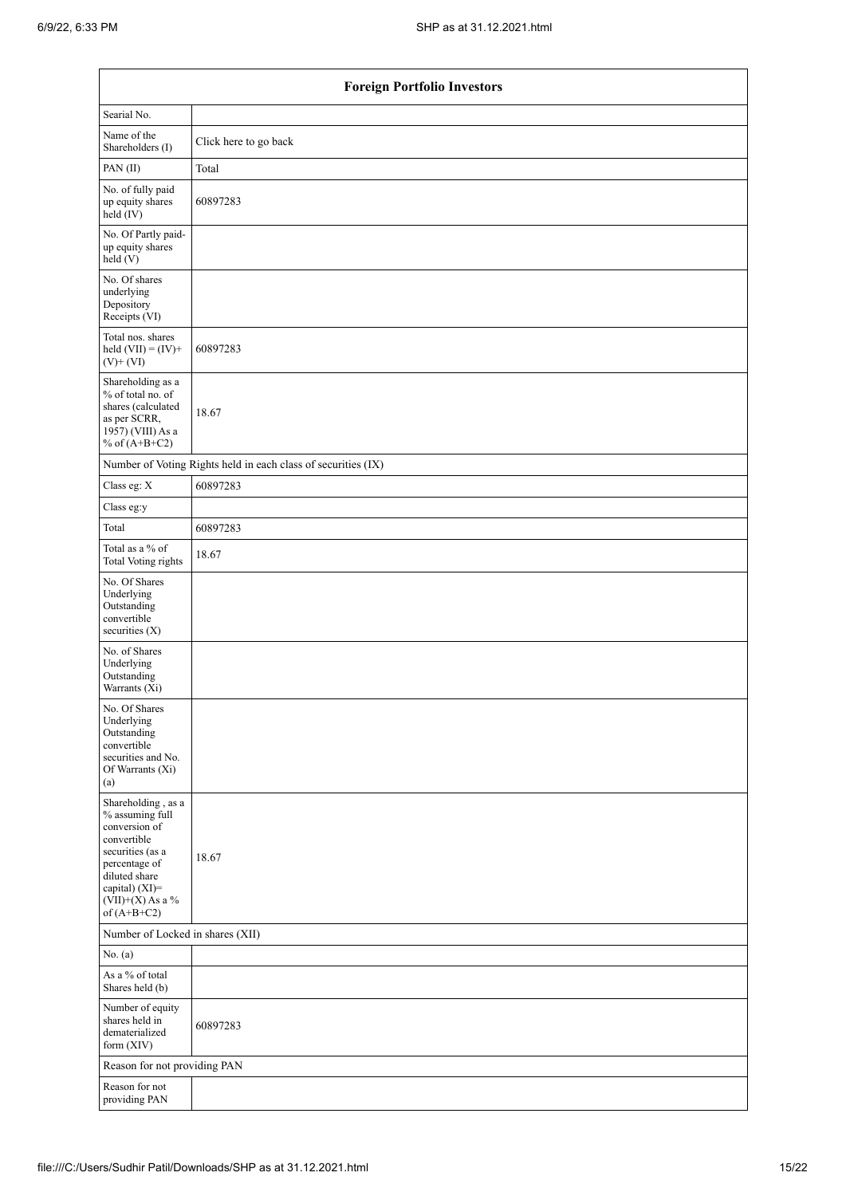| Foreign Portfolio Investors | |
|---|---|
| Searial No. | |
| Name of the Shareholders (I) | Click here to go back |
| PAN (II) | Total |
| No. of fully paid up equity shares held (IV) | 60897283 |
| No. Of Partly paid-up equity shares held (V) | |
| No. Of shares underlying Depository Receipts (VI) | |
| Total nos. shares held (VII) = (IV)+ (V)+ (VI) | 60897283 |
| Shareholding as a % of total no. of shares (calculated as per SCRR, 1957) (VIII) As a % of (A+B+C2) | 18.67 |
| Number of Voting Rights held in each class of securities (IX) | |
| Class eg: X | 60897283 |
| Class eg:y | |
| Total | 60897283 |
| Total as a % of Total Voting rights | 18.67 |
| No. Of Shares Underlying Outstanding convertible securities (X) | |
| No. of Shares Underlying Outstanding Warrants (Xi) | |
| No. Of Shares Underlying Outstanding convertible securities and No. Of Warrants (Xi) (a) | |
| Shareholding , as a % assuming full conversion of convertible securities (as a percentage of diluted share capital) (XI)= (VII)+(X) As a % of (A+B+C2) | 18.67 |
| Number of Locked in shares (XII) | |
| No. (a) | |
| As a % of total Shares held (b) | |
| Number of equity shares held in dematerialized form (XIV) | 60897283 |
| Reason for not providing PAN | |
| Reason for not providing PAN | |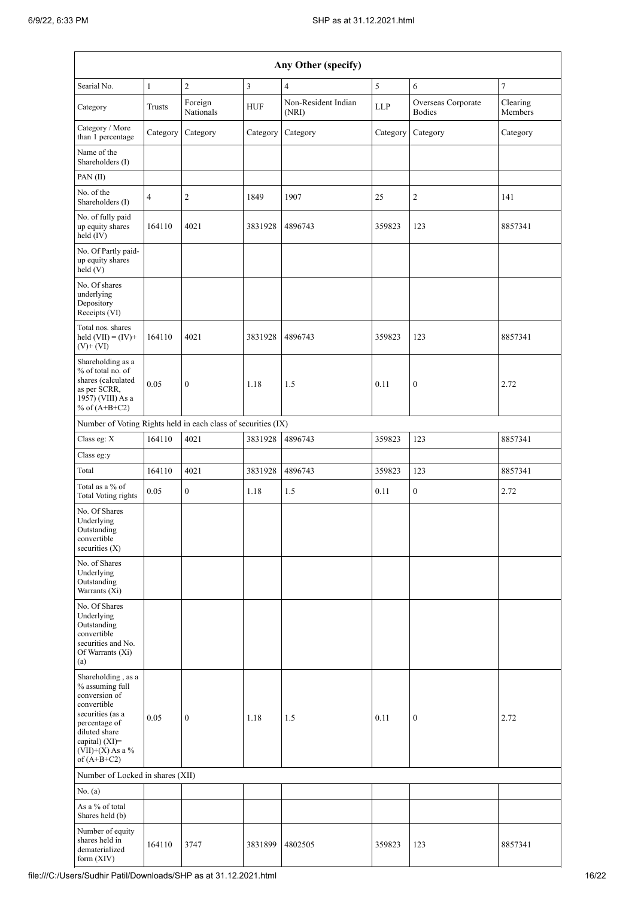| Any Other (specify) | | | | | | | |
|---|---|---|---|---|---|---|---|
| Searial No. | 1 | 2 | 3 | 4 | 5 | 6 | 7 |
| Category | Trusts | Foreign Nationals | HUF | Non-Resident Indian (NRI) | LLP | Overseas Corporate Bodies | Clearing Members |
| Category / More than 1 percentage | Category | Category | Category | Category | Category | Category | Category |
| Name of the Shareholders (I) | | | | | | | |
| PAN (II) | | | | | | | |
| No. of the Shareholders (I) | 4 | 2 | 1849 | 1907 | 25 | 2 | 141 |
| No. of fully paid up equity shares held (IV) | 164110 | 4021 | 3831928 | 4896743 | 359823 | 123 | 8857341 |
| No. Of Partly paid-up equity shares held (V) | | | | | | | |
| No. Of shares underlying Depository Receipts (VI) | | | | | | | |
| Total nos. shares held (VII) = (IV)+(V)+ (VI) | 164110 | 4021 | 3831928 | 4896743 | 359823 | 123 | 8857341 |
| Shareholding as a % of total no. of shares (calculated as per SCRR, 1957) (VIII) As a % of (A+B+C2) | 0.05 | 0 | 1.18 | 1.5 | 0.11 | 0 | 2.72 |
| Number of Voting Rights held in each class of securities (IX) | | | | | | | |
| Class eg: X | 164110 | 4021 | 3831928 | 4896743 | 359823 | 123 | 8857341 |
| Class eg:y | | | | | | | |
| Total | 164110 | 4021 | 3831928 | 4896743 | 359823 | 123 | 8857341 |
| Total as a % of Total Voting rights | 0.05 | 0 | 1.18 | 1.5 | 0.11 | 0 | 2.72 |
| No. Of Shares Underlying Outstanding convertible securities (X) | | | | | | | |
| No. of Shares Underlying Outstanding Warrants (Xi) | | | | | | | |
| No. Of Shares Underlying Outstanding convertible securities and No. Of Warrants (Xi) (a) | | | | | | | |
| Shareholding , as a % assuming full conversion of convertible securities (as a percentage of diluted share capital) (XI)= (VII)+(X) As a % of (A+B+C2) | 0.05 | 0 | 1.18 | 1.5 | 0.11 | 0 | 2.72 |
| Number of Locked in shares (XII) | | | | | | | |
| No. (a) | | | | | | | |
| As a % of total Shares held (b) | | | | | | | |
| Number of equity shares held in dematerialized form (XIV) | 164110 | 3747 | 3831899 | 4802505 | 359823 | 123 | 8857341 |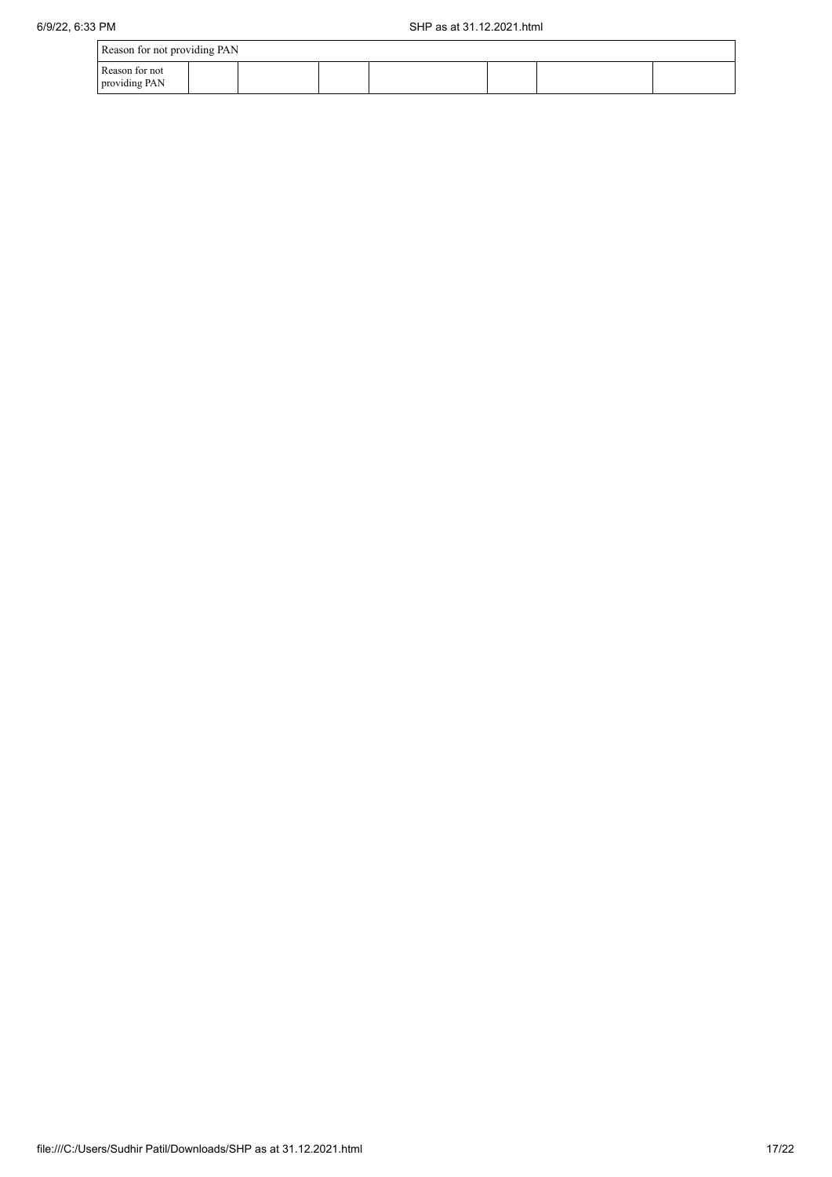| Reason for not providing PAN | | | | | | | |
|---|---|---|---|---|---|---|---|
| Reason for not providing PAN | | | | | | | |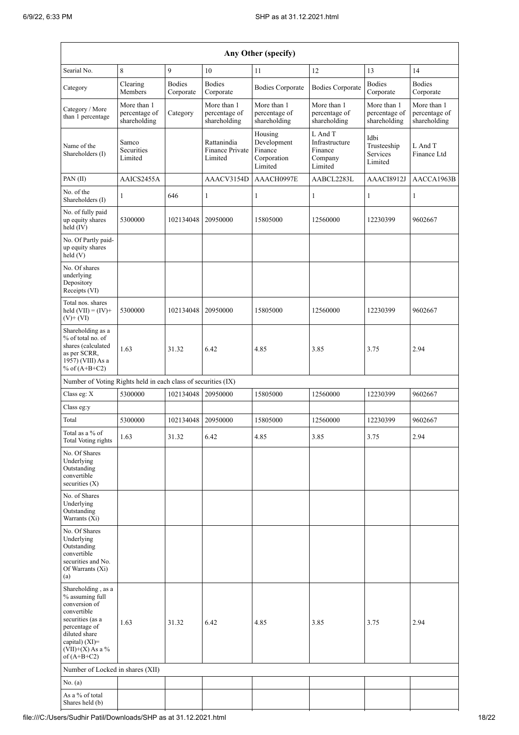| Any Other (specify) | | | | | | | |
|---|---|---|---|---|---|---|---|
| Searial No. | 8 | 9 | 10 | 11 | 12 | 13 | 14 |
| Category | Clearing Members | Bodies Corporate | Bodies Corporate | Bodies Corporate | Bodies Corporate | Bodies Corporate | Bodies Corporate |
| Category / More than 1 percentage | More than 1 percentage of shareholding | Category | More than 1 percentage of shareholding | More than 1 percentage of shareholding | More than 1 percentage of shareholding | More than 1 percentage of shareholding | More than 1 percentage of shareholding |
| Name of the Shareholders (I) | Samco Securities Limited | | Rattanindia Finance Private Limited | Housing Development Finance Corporation Limited | L And T Infrastructure Finance Company Limited | Idbi Trusteeship Services Limited | L And T Finance Ltd |
| PAN (II) | AAICS2455A | | AAACV3154D | AAACH0997E | AABCL2283L | AAACI8912J | AACCA1963B |
| No. of the Shareholders (I) | 1 | 646 | 1 | 1 | 1 | 1 | 1 |
| No. of fully paid up equity shares held (IV) | 5300000 | 102134048 | 20950000 | 15805000 | 12560000 | 12230399 | 9602667 |
| No. Of Partly paid-up equity shares held (V) | | | | | | | |
| No. Of shares underlying Depository Receipts (VI) | | | | | | | |
| Total nos. shares held (VII) = (IV)+ (V)+ (VI) | 5300000 | 102134048 | 20950000 | 15805000 | 12560000 | 12230399 | 9602667 |
| Shareholding as a % of total no. of shares (calculated as per SCRR, 1957) (VIII) As a % of (A+B+C2) | 1.63 | 31.32 | 6.42 | 4.85 | 3.85 | 3.75 | 2.94 |
| Number of Voting Rights held in each class of securities (IX) | | | | | | | |
| Class eg: X | 5300000 | 102134048 | 20950000 | 15805000 | 12560000 | 12230399 | 9602667 |
| Class eg:y | | | | | | | |
| Total | 5300000 | 102134048 | 20950000 | 15805000 | 12560000 | 12230399 | 9602667 |
| Total as a % of Total Voting rights | 1.63 | 31.32 | 6.42 | 4.85 | 3.85 | 3.75 | 2.94 |
| No. Of Shares Underlying Outstanding convertible securities (X) | | | | | | | |
| No. of Shares Underlying Outstanding Warrants (Xi) | | | | | | | |
| No. Of Shares Underlying Outstanding convertible securities and No. Of Warrants (Xi) (a) | | | | | | | |
| Shareholding , as a % assuming full conversion of convertible securities (as a percentage of diluted share capital) (XI)= (VII)+(X) As a % of (A+B+C2) | 1.63 | 31.32 | 6.42 | 4.85 | 3.85 | 3.75 | 2.94 |
| Number of Locked in shares (XII) | | | | | | | |
| No. (a) | | | | | | | |
| As a % of total Shares held (b) | | | | | | | |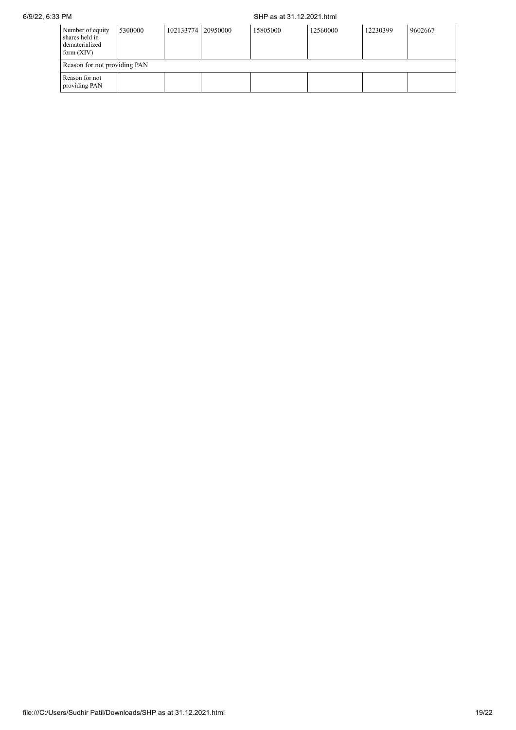| Number of equity shares held in dematerialized form (XIV) | 5300000 | 102133774 | 20950000 | 15805000 | 12560000 | 12230399 | 9602667 |
|---|---|---|---|---|---|---|---|
| Reason for not providing PAN | | | | | | | |
| Reason for not providing PAN | | | | | | | |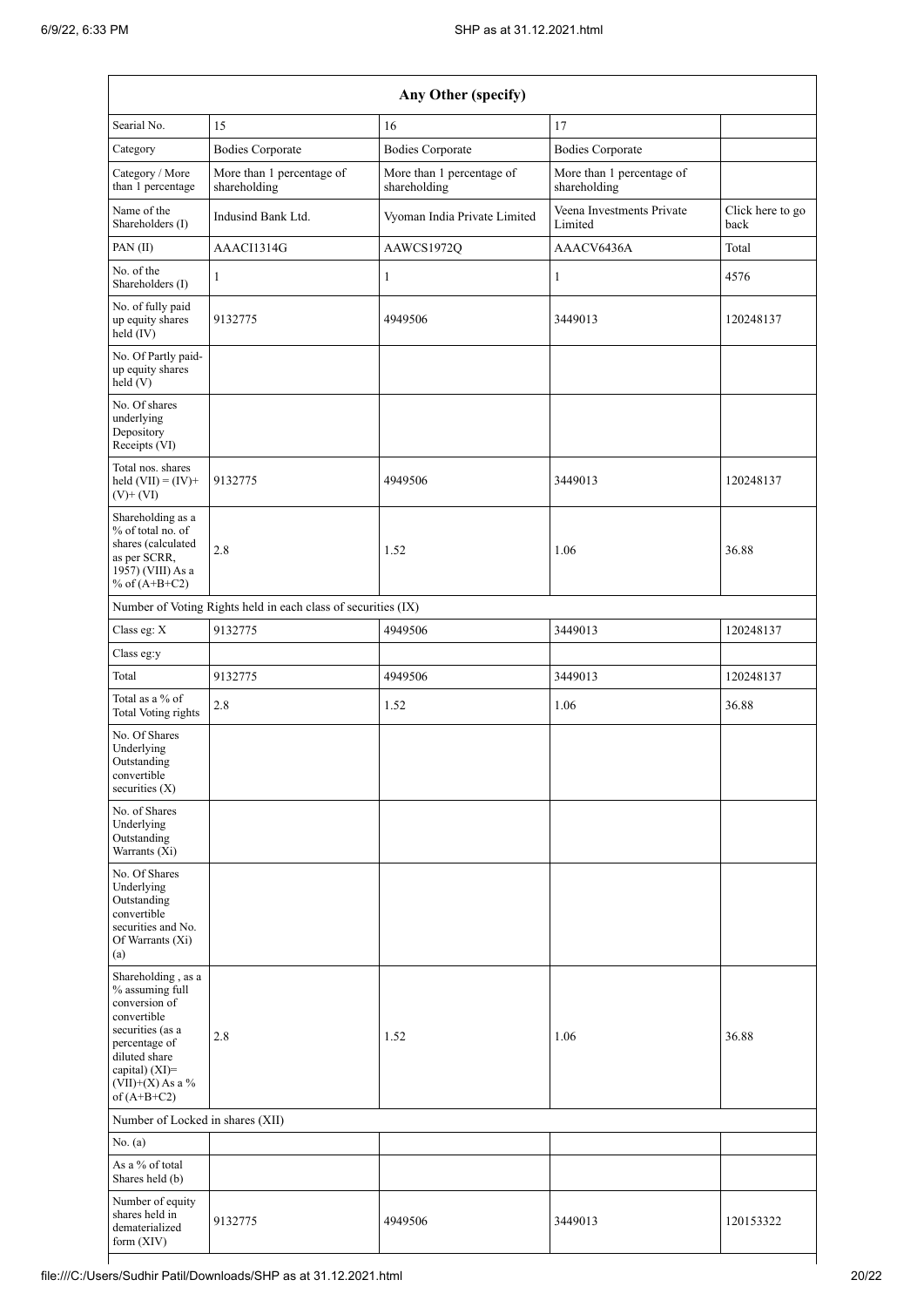| Any Other (specify) | | | | |
|---|---|---|---|---|
| Searial No. | 15 | 16 | 17 | |
| Category | Bodies Corporate | Bodies Corporate | Bodies Corporate | |
| Category / More than 1 percentage | More than 1 percentage of shareholding | More than 1 percentage of shareholding | More than 1 percentage of shareholding | |
| Name of the Shareholders (I) | Indusind Bank Ltd. | Vyoman India Private Limited | Veena Investments Private Limited | Click here to go back |
| PAN (II) | AAACI1314G | AAWCS1972Q | AAACV6436A | Total |
| No. of the Shareholders (I) | 1 | 1 | 1 | 4576 |
| No. of fully paid up equity shares held (IV) | 9132775 | 4949506 | 3449013 | 120248137 |
| No. Of Partly paid-up equity shares held (V) | | | | |
| No. Of shares underlying Depository Receipts (VI) | | | | |
| Total nos. shares held (VII) = (IV)+ (V)+ (VI) | 9132775 | 4949506 | 3449013 | 120248137 |
| Shareholding as a % of total no. of shares (calculated as per SCRR, 1957) (VIII) As a % of (A+B+C2) | 2.8 | 1.52 | 1.06 | 36.88 |
| Number of Voting Rights held in each class of securities (IX) | | | | |
| Class eg: X | 9132775 | 4949506 | 3449013 | 120248137 |
| Class eg:y | | | | |
| Total | 9132775 | 4949506 | 3449013 | 120248137 |
| Total as a % of Total Voting rights | 2.8 | 1.52 | 1.06 | 36.88 |
| No. Of Shares Underlying Outstanding convertible securities (X) | | | | |
| No. of Shares Underlying Outstanding Warrants (Xi) | | | | |
| No. Of Shares Underlying Outstanding convertible securities and No. Of Warrants (Xi) (a) | | | | |
| Shareholding , as a % assuming full conversion of convertible securities (as a percentage of diluted share capital) (XI)= (VII)+(X) As a % of (A+B+C2) | 2.8 | 1.52 | 1.06 | 36.88 |
| Number of Locked in shares (XII) | | | | |
| No. (a) | | | | |
| As a % of total Shares held (b) | | | | |
| Number of equity shares held in dematerialized form (XIV) | 9132775 | 4949506 | 3449013 | 120153322 |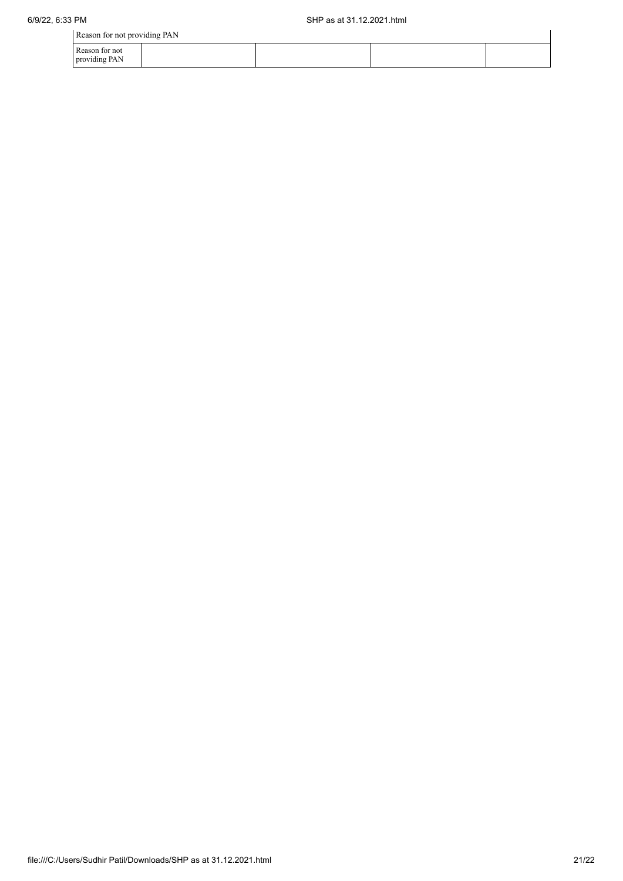| Reason for not providing PAN | | | | |
|---|---|---|---|---|
| Reason for not providing PAN | | | | |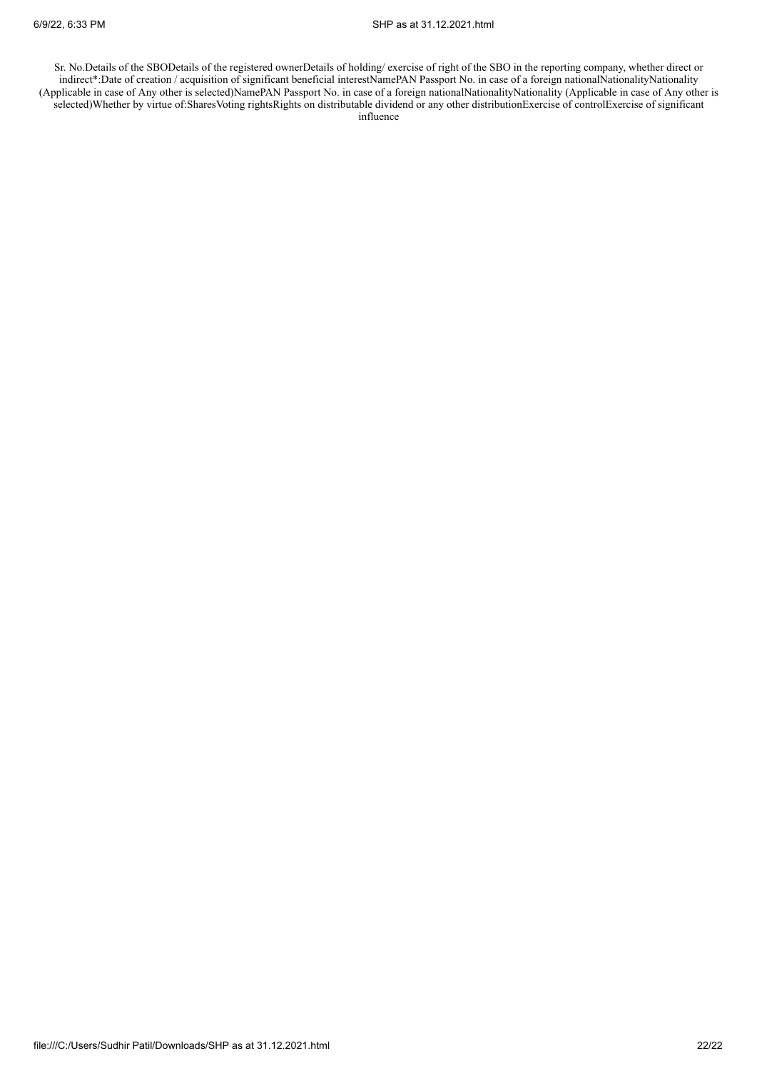Sr. No.Details of the SBODetails of the registered ownerDetails of holding/ exercise of right of the SBO in the reporting company, whether direct or indirect*:Date of creation / acquisition of significant beneficial interestNamePAN Passport No. in case of a foreign nationalNationalityNationality (Applicable in case of Any other is selected)NamePAN Passport No. in case of a foreign nationalNationalityNationality (Applicable in case of Any other is selected)Whether by virtue of:SharesVoting rightsRights on distributable dividend or any other distributionExercise of controlExercise of significant influence